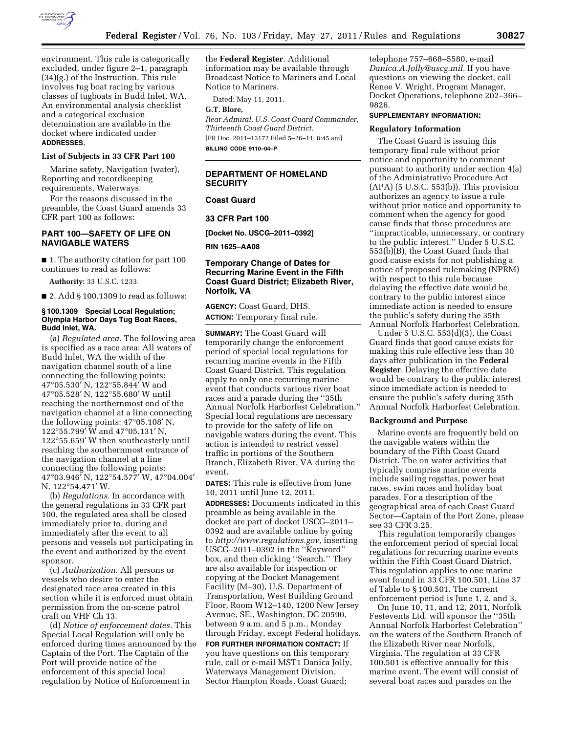environment. This rule is categorically excluded, under figure 2–1, paragraph (34)(g.) of the Instruction. This rule involves tug boat racing by various classes of tugboats in Budd Inlet, WA. An environmental analysis checklist and a categorical exclusion determination are available in the docket where indicated under **ADDRESSES**.

### List of Subjects in 33 CFR Part 100

Marine safety, Navigation (water), Reporting and recordkeeping requirements, Waterways.

For the reasons discussed in the preamble, the Coast Guard amends 33 CFR part 100 as follows:

## PART 100—SAFETY OF LIFE ON NAVIGABLE WATERS

■ 1. The authority citation for part 100 continues to read as follows:

**Authority:** 33 U.S.C. 1233.

■ 2. Add § 100.1309 to read as follows:

### § 100.1309 Special Local Regulation; Olympia Harbor Days Tug Boat Races, Budd Inlet, WA.

(a) *Regulated area.* The following area is specified as a race area: All waters of Budd Inlet, WA the width of the navigation channel south of a line connecting the following points: 47°05.530′ N, 122°55.844′ W and 47°05.528′ N, 122°55.680′ W until reaching the northernmost end of the navigation channel at a line connecting the following points: 47°05.108′ N, 122°55.799′ W and 47°05.131′ N, 122°55.659′ W then southeasterly until reaching the southernmost entrance of the navigation channel at a line connecting the following points: 47°03.946′ N, 122°54.577′ W, 47°04.004′ N, 122°54.471′ W.

(b) *Regulations.* In accordance with the general regulations in 33 CFR part 100, the regulated area shall be closed immediately prior to, during and immediately after the event to all persons and vessels not participating in the event and authorized by the event sponsor.

(c) *Authorization.* All persons or vessels who desire to enter the designated race area created in this section while it is enforced must obtain permission from the on-scene patrol craft on VHF Ch 13.

(d) *Notice of enforcement dates.* This Special Local Regulation will only be enforced during times announced by the Captain of the Port. The Captain of the Port will provide notice of the enforcement of this special local regulation by Notice of Enforcement in the **Federal Register**. Additional information may be available through Broadcast Notice to Mariners and Local Notice to Mariners.

Dated: May 11, 2011.

**G.T. Blore,**

*Rear Admiral, U.S. Coast Guard Commander, Thirteenth Coast Guard District.*

[FR Doc. 2011–13172 Filed 5–26–11; 8:45 am]

**BILLING CODE 9110–04–P**

---

## DEPARTMENT OF HOMELAND SECURITY

## Coast Guard

## 33 CFR Part 100

**[Docket No. USCG–2011–0392]**

**RIN 1625–AA08**

## Temporary Change of Dates for Recurring Marine Event in the Fifth Coast Guard District; Elizabeth River, Norfolk, VA

**AGENCY:** Coast Guard, DHS.

**ACTION:** Temporary final rule.

**SUMMARY:** The Coast Guard will temporarily change the enforcement period of special local regulations for recurring marine events in the Fifth Coast Guard District. This regulation apply to only one recurring marine event that conducts various river boat races and a parade during the "35th Annual Norfolk Harborfest Celebration." Special local regulations are necessary to provide for the safety of life on navigable waters during the event. This action is intended to restrict vessel traffic in portions of the Southern Branch, Elizabeth River, VA during the event.

**DATES:** This rule is effective from June 10, 2011 until June 12, 2011.

**ADDRESSES:** Documents indicated in this preamble as being available in the docket are part of docket USCG–2011–0392 and are available online by going to *http://www.regulations.gov,* inserting USCG–2011–0392 in the "Keyword" box, and then clicking "Search." They are also available for inspection or copying at the Docket Management Facility (M–30), U.S. Department of Transportation, West Building Ground Floor, Room W12–140, 1200 New Jersey Avenue, SE., Washington, DC 20590, between 9 a.m. and 5 p.m., Monday through Friday, except Federal holidays.

**FOR FURTHER INFORMATION CONTACT:** If you have questions on this temporary rule, call or e-mail MST1 Danica Jolly, Waterways Management Division, Sector Hampton Roads, Coast Guard; telephone 757–668–5580, e-mail *Danica.A.Jolly@uscg.mil.* If you have questions on viewing the docket, call Renee V. Wright, Program Manager, Docket Operations, telephone 202–366–9826.

**SUPPLEMENTARY INFORMATION:**

### Regulatory Information

The Coast Guard is issuing this temporary final rule without prior notice and opportunity to comment pursuant to authority under section 4(a) of the Administrative Procedure Act (APA) (5 U.S.C. 553(b)). This provision authorizes an agency to issue a rule without prior notice and opportunity to comment when the agency for good cause finds that those procedures are "impracticable, unnecessary, or contrary to the public interest." Under 5 U.S.C. 553(b)(B), the Coast Guard finds that good cause exists for not publishing a notice of proposed rulemaking (NPRM) with respect to this rule because delaying the effective date would be contrary to the public interest since immediate action is needed to ensure the public's safety during the 35th Annual Norfolk Harborfest Celebration.

Under 5 U.S.C. 553(d)(3), the Coast Guard finds that good cause exists for making this rule effective less than 30 days after publication in the **Federal Register**. Delaying the effective date would be contrary to the public interest since immediate action is needed to ensure the public's safety during 35th Annual Norfolk Harborfest Celebration.

### Background and Purpose

Marine events are frequently held on the navigable waters within the boundary of the Fifth Coast Guard District. The on water activities that typically comprise marine events include sailing regattas, power boat races, swim races and holiday boat parades. For a description of the geographical area of each Coast Guard Sector—Captain of the Port Zone, please see 33 CFR 3.25.

This regulation temporarily changes the enforcement period of special local regulations for recurring marine events within the Fifth Coast Guard District. This regulation applies to one marine event found in 33 CFR 100.501, Line 37 of Table to § 100.501. The current enforcement period is June 1, 2, and 3.

On June 10, 11, and 12, 2011, Norfolk Festevents Ltd. will sponsor the "35th Annual Norfolk Harborfest Celebration" on the waters of the Southern Branch of the Elizabeth River near Norfolk, Virginia. The regulation at 33 CFR 100.501 is effective annually for this marine event. The event will consist of several boat races and parades on the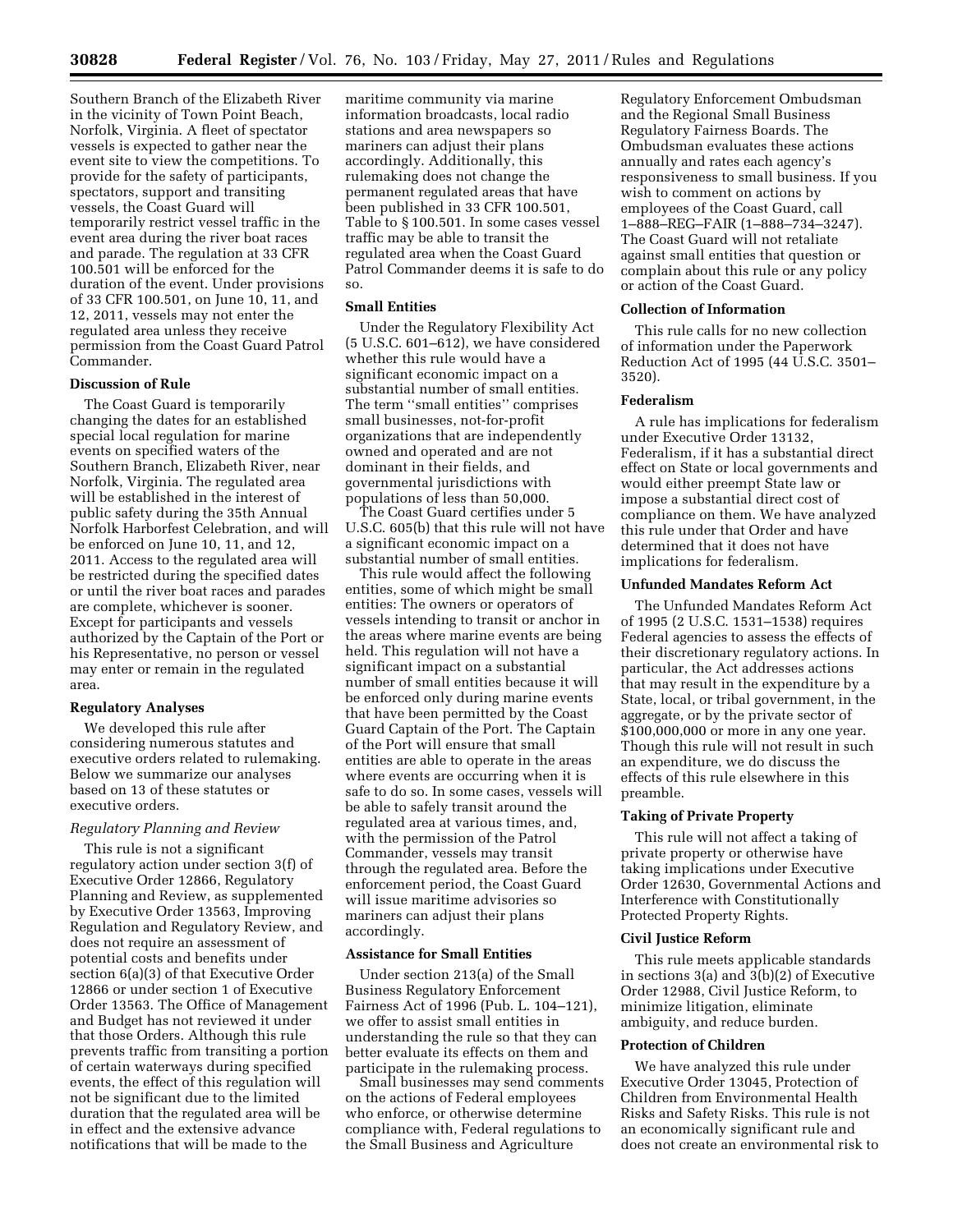Southern Branch of the Elizabeth River in the vicinity of Town Point Beach, Norfolk, Virginia. A fleet of spectator vessels is expected to gather near the event site to view the competitions. To provide for the safety of participants, spectators, support and transiting vessels, the Coast Guard will temporarily restrict vessel traffic in the event area during the river boat races and parade. The regulation at 33 CFR 100.501 will be enforced for the duration of the event. Under provisions of 33 CFR 100.501, on June 10, 11, and 12, 2011, vessels may not enter the regulated area unless they receive permission from the Coast Guard Patrol Commander.

**Discussion of Rule**

The Coast Guard is temporarily changing the dates for an established special local regulation for marine events on specified waters of the Southern Branch, Elizabeth River, near Norfolk, Virginia. The regulated area will be established in the interest of public safety during the 35th Annual Norfolk Harborfest Celebration, and will be enforced on June 10, 11, and 12, 2011. Access to the regulated area will be restricted during the specified dates or until the river boat races and parades are complete, whichever is sooner. Except for participants and vessels authorized by the Captain of the Port or his Representative, no person or vessel may enter or remain in the regulated area.

**Regulatory Analyses**

We developed this rule after considering numerous statutes and executive orders related to rulemaking. Below we summarize our analyses based on 13 of these statutes or executive orders.

*Regulatory Planning and Review*

This rule is not a significant regulatory action under section 3(f) of Executive Order 12866, Regulatory Planning and Review, as supplemented by Executive Order 13563, Improving Regulation and Regulatory Review, and does not require an assessment of potential costs and benefits under section 6(a)(3) of that Executive Order 12866 or under section 1 of Executive Order 13563. The Office of Management and Budget has not reviewed it under that those Orders. Although this rule prevents traffic from transiting a portion of certain waterways during specified events, the effect of this regulation will not be significant due to the limited duration that the regulated area will be in effect and the extensive advance notifications that will be made to the maritime community via marine information broadcasts, local radio stations and area newspapers so mariners can adjust their plans accordingly. Additionally, this rulemaking does not change the permanent regulated areas that have been published in 33 CFR 100.501, Table to § 100.501. In some cases vessel traffic may be able to transit the regulated area when the Coast Guard Patrol Commander deems it is safe to do so.

**Small Entities**

Under the Regulatory Flexibility Act (5 U.S.C. 601–612), we have considered whether this rule would have a significant economic impact on a substantial number of small entities. The term ''small entities'' comprises small businesses, not-for-profit organizations that are independently owned and operated and are not dominant in their fields, and governmental jurisdictions with populations of less than 50,000.

The Coast Guard certifies under 5 U.S.C. 605(b) that this rule will not have a significant economic impact on a substantial number of small entities.

This rule would affect the following entities, some of which might be small entities: The owners or operators of vessels intending to transit or anchor in the areas where marine events are being held. This regulation will not have a significant impact on a substantial number of small entities because it will be enforced only during marine events that have been permitted by the Coast Guard Captain of the Port. The Captain of the Port will ensure that small entities are able to operate in the areas where events are occurring when it is safe to do so. In some cases, vessels will be able to safely transit around the regulated area at various times, and, with the permission of the Patrol Commander, vessels may transit through the regulated area. Before the enforcement period, the Coast Guard will issue maritime advisories so mariners can adjust their plans accordingly.

**Assistance for Small Entities**

Under section 213(a) of the Small Business Regulatory Enforcement Fairness Act of 1996 (Pub. L. 104–121), we offer to assist small entities in understanding the rule so that they can better evaluate its effects on them and participate in the rulemaking process.

Small businesses may send comments on the actions of Federal employees who enforce, or otherwise determine compliance with, Federal regulations to the Small Business and Agriculture Regulatory Enforcement Ombudsman and the Regional Small Business Regulatory Fairness Boards. The Ombudsman evaluates these actions annually and rates each agency's responsiveness to small business. If you wish to comment on actions by employees of the Coast Guard, call 1–888–REG–FAIR (1–888–734–3247). The Coast Guard will not retaliate against small entities that question or complain about this rule or any policy or action of the Coast Guard.

**Collection of Information**

This rule calls for no new collection of information under the Paperwork Reduction Act of 1995 (44 U.S.C. 3501–3520).

**Federalism**

A rule has implications for federalism under Executive Order 13132, Federalism, if it has a substantial direct effect on State or local governments and would either preempt State law or impose a substantial direct cost of compliance on them. We have analyzed this rule under that Order and have determined that it does not have implications for federalism.

**Unfunded Mandates Reform Act**

The Unfunded Mandates Reform Act of 1995 (2 U.S.C. 1531–1538) requires Federal agencies to assess the effects of their discretionary regulatory actions. In particular, the Act addresses actions that may result in the expenditure by a State, local, or tribal government, in the aggregate, or by the private sector of $100,000,000 or more in any one year. Though this rule will not result in such an expenditure, we do discuss the effects of this rule elsewhere in this preamble.

**Taking of Private Property**

This rule will not affect a taking of private property or otherwise have taking implications under Executive Order 12630, Governmental Actions and Interference with Constitutionally Protected Property Rights.

**Civil Justice Reform**

This rule meets applicable standards in sections 3(a) and 3(b)(2) of Executive Order 12988, Civil Justice Reform, to minimize litigation, eliminate ambiguity, and reduce burden.

**Protection of Children**

We have analyzed this rule under Executive Order 13045, Protection of Children from Environmental Health Risks and Safety Risks. This rule is not an economically significant rule and does not create an environmental risk to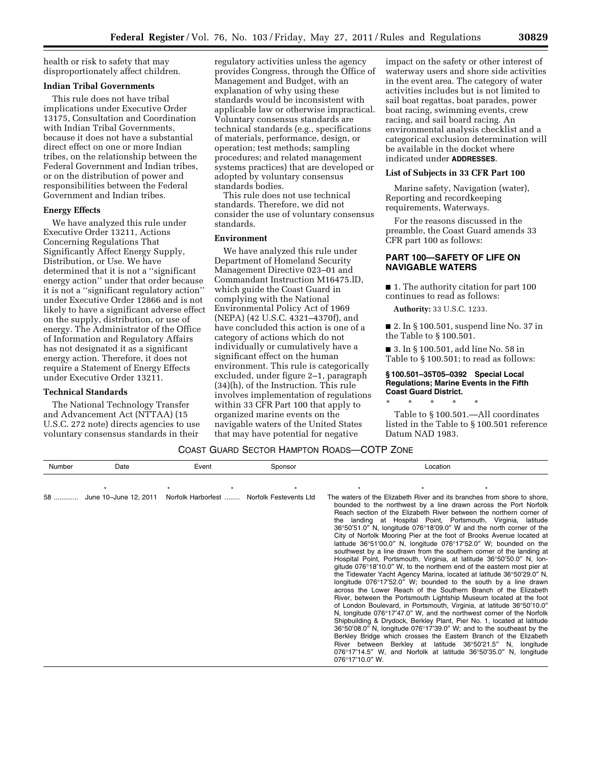health or risk to safety that may disproportionately affect children.

**Indian Tribal Governments**

This rule does not have tribal implications under Executive Order 13175, Consultation and Coordination with Indian Tribal Governments, because it does not have a substantial direct effect on one or more Indian tribes, on the relationship between the Federal Government and Indian tribes, or on the distribution of power and responsibilities between the Federal Government and Indian tribes.

**Energy Effects**

We have analyzed this rule under Executive Order 13211, Actions Concerning Regulations That Significantly Affect Energy Supply, Distribution, or Use. We have determined that it is not a ''significant energy action'' under that order because it is not a ''significant regulatory action'' under Executive Order 12866 and is not likely to have a significant adverse effect on the supply, distribution, or use of energy. The Administrator of the Office of Information and Regulatory Affairs has not designated it as a significant energy action. Therefore, it does not require a Statement of Energy Effects under Executive Order 13211.

**Technical Standards**

The National Technology Transfer and Advancement Act (NTTAA) (15 U.S.C. 272 note) directs agencies to use voluntary consensus standards in their regulatory activities unless the agency provides Congress, through the Office of Management and Budget, with an explanation of why using these standards would be inconsistent with applicable law or otherwise impractical. Voluntary consensus standards are technical standards (e.g., specifications of materials, performance, design, or operation; test methods; sampling procedures; and related management systems practices) that are developed or adopted by voluntary consensus standards bodies.

This rule does not use technical standards. Therefore, we did not consider the use of voluntary consensus standards.

**Environment**

We have analyzed this rule under Department of Homeland Security Management Directive 023–01 and Commandant Instruction M16475.lD, which guide the Coast Guard in complying with the National Environmental Policy Act of 1969 (NEPA) (42 U.S.C. 4321–4370f), and have concluded this action is one of a category of actions which do not individually or cumulatively have a significant effect on the human environment. This rule is categorically excluded, under figure 2–1, paragraph (34)(h), of the Instruction. This rule involves implementation of regulations within 33 CFR Part 100 that apply to organized marine events on the navigable waters of the United States that may have potential for negative impact on the safety or other interest of waterway users and shore side activities in the event area. The category of water activities includes but is not limited to sail boat regattas, boat parades, power boat racing, swimming events, crew racing, and sail board racing. An environmental analysis checklist and a categorical exclusion determination will be available in the docket where indicated under **ADDRESSES**.

**List of Subjects in 33 CFR Part 100**

Marine safety, Navigation (water), Reporting and recordkeeping requirements, Waterways.

For the reasons discussed in the preamble, the Coast Guard amends 33 CFR part 100 as follows:

## PART 100—SAFETY OF LIFE ON NAVIGABLE WATERS

■ 1. The authority citation for part 100 continues to read as follows:

**Authority:** 33 U.S.C. 1233.

■ 2. In § 100.501, suspend line No. 37 in the Table to § 100.501.

■ 3. In § 100.501, add line No. 58 in Table to § 100.501; to read as follows:

**§ 100.501–35T05–0392 Special Local Regulations; Marine Events in the Fifth Coast Guard District.**

\* \* \* \* \*

Table to § 100.501.—All coordinates listed in the Table to § 100.501 reference Datum NAD 1983.

COAST GUARD SECTOR HAMPTON ROADS—COTP ZONE

| Number | Date | Event | Sponsor | Location |
|---|---|---|---|---|
| \* | \* | \* \* | \* | \* \* \* |
| 58 | June 10–June 12, 2011 | Norfolk Harborfest | Norfolk Festevents Ltd | The waters of the Elizabeth River and its branches from shore to shore, bounded to the northwest by a line drawn across the Port Norfolk Reach section of the Elizabeth River between the northern corner of the landing at Hospital Point, Portsmouth, Virginia, latitude 36°50′51.0″ N, longitude 076°18′09.0″ W and the north corner of the City of Norfolk Mooring Pier at the foot of Brooks Avenue located at latitude 36°51′00.0″ N, longitude 076°17′52.0″ W; bounded on the southwest by a line drawn from the southern corner of the landing at Hospital Point, Portsmouth, Virginia, at latitude 36°50′50.0″ N, longitude 076°18′10.0″ W, to the northern end of the eastern most pier at the Tidewater Yacht Agency Marina, located at latitude 36°50′29.0″ N, longitude 076°17′52.0″ W; bounded to the south by a line drawn across the Lower Reach of the Southern Branch of the Elizabeth River, between the Portsmouth Lightship Museum located at the foot of London Boulevard, in Portsmouth, Virginia, at latitude 36°50′10.0″ N, longitude 076°17′47.0″ W, and the northwest corner of the Norfolk Shipbuilding & Drydock, Berkley Plant, Pier No. 1, located at latitude 36°50′08.0″ N, longitude 076°17′39.0″ W; and to the southeast by the Berkley Bridge which crosses the Eastern Branch of the Elizabeth River between Berkley at latitude 36°50′21.5″ N, longitude 076°17′14.5″ W, and Norfolk at latitude 36°50′35.0″ N, longitude 076°17′10.0″ W. |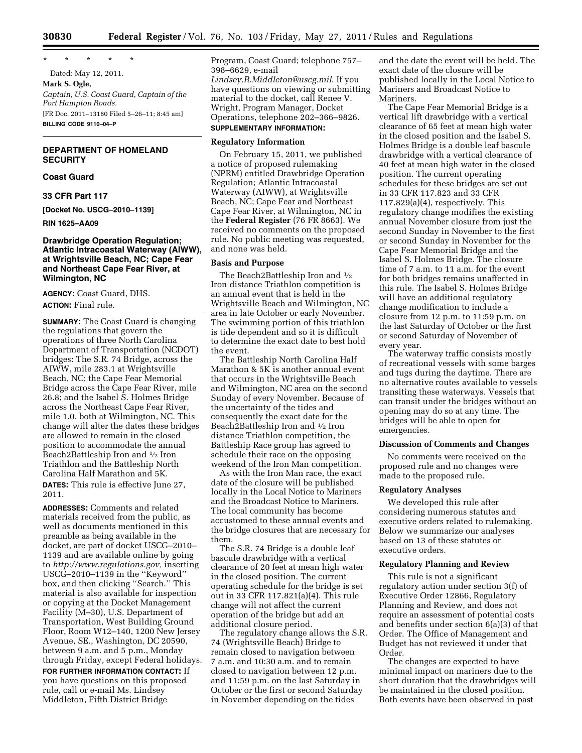\* \* \* \* \*

Dated: May 12, 2011.

**Mark S. Ogle,**

*Captain, U.S. Coast Guard, Captain of the Port Hampton Roads.*

[FR Doc. 2011–13180 Filed 5–26–11; 8:45 am]

**BILLING CODE 9110–04–P**

---

## DEPARTMENT OF HOMELAND SECURITY

### Coast Guard

### 33 CFR Part 117

**[Docket No. USCG–2010–1139]**

**RIN 1625–AA09**

### Drawbridge Operation Regulation; Atlantic Intracoastal Waterway (AIWW), at Wrightsville Beach, NC; Cape Fear and Northeast Cape Fear River, at Wilmington, NC

**AGENCY:** Coast Guard, DHS.

**ACTION:** Final rule.

**SUMMARY:** The Coast Guard is changing the regulations that govern the operations of three North Carolina Department of Transportation (NCDOT) bridges: The S.R. 74 Bridge, across the AIWW, mile 283.1 at Wrightsville Beach, NC; the Cape Fear Memorial Bridge across the Cape Fear River, mile 26.8; and the Isabel S. Holmes Bridge across the Northeast Cape Fear River, mile 1.0, both at Wilmington, NC. This change will alter the dates these bridges are allowed to remain in the closed position to accommodate the annual Beach2Battleship Iron and ½ Iron Triathlon and the Battleship North Carolina Half Marathon and 5K.

**DATES:** This rule is effective June 27, 2011.

**ADDRESSES:** Comments and related materials received from the public, as well as documents mentioned in this preamble as being available in the docket, are part of docket USCG–2010–1139 and are available online by going to *http://www.regulations.gov,* inserting USCG–2010–1139 in the ''Keyword'' box, and then clicking ''Search.'' This material is also available for inspection or copying at the Docket Management Facility (M–30), U.S. Department of Transportation, West Building Ground Floor, Room W12–140, 1200 New Jersey Avenue, SE., Washington, DC 20590, between 9 a.m. and 5 p.m., Monday through Friday, except Federal holidays.

**FOR FURTHER INFORMATION CONTACT:** If you have questions on this proposed rule, call or e-mail Ms. Lindsey Middleton, Fifth District Bridge Program, Coast Guard; telephone 757–398–6629, e-mail *Lindsey.R.Middleton@uscg.mil*. If you have questions on viewing or submitting material to the docket, call Renee V. Wright, Program Manager, Docket Operations, telephone 202–366–9826.

**SUPPLEMENTARY INFORMATION:**

### Regulatory Information

On February 15, 2011, we published a notice of proposed rulemaking (NPRM) entitled Drawbridge Operation Regulation; Atlantic Intracoastal Waterway (AIWW), at Wrightsville Beach, NC; Cape Fear and Northeast Cape Fear River, at Wilmington, NC in the **Federal Register** (76 FR 8663). We received no comments on the proposed rule. No public meeting was requested, and none was held.

### Basis and Purpose

The Beach2Battleship Iron and ½ Iron distance Triathlon competition is an annual event that is held in the Wrightsville Beach and Wilmington, NC area in late October or early November. The swimming portion of this triathlon is tide dependent and so it is difficult to determine the exact date to best hold the event.

The Battleship North Carolina Half Marathon & 5K is another annual event that occurs in the Wrightsville Beach and Wilmington, NC area on the second Sunday of every November. Because of the uncertainty of the tides and consequently the exact date for the Beach2Battleship Iron and ½ Iron distance Triathlon competition, the Battleship Race group has agreed to schedule their race on the opposing weekend of the Iron Man competition.

As with the Iron Man race, the exact date of the closure will be published locally in the Local Notice to Mariners and the Broadcast Notice to Mariners. The local community has become accustomed to these annual events and the bridge closures that are necessary for them.

The S.R. 74 Bridge is a double leaf bascule drawbridge with a vertical clearance of 20 feet at mean high water in the closed position. The current operating schedule for the bridge is set out in 33 CFR 117.821(a)(4). This rule change will not affect the current operation of the bridge but add an additional closure period.

The regulatory change allows the S.R. 74 (Wrightsville Beach) Bridge to remain closed to navigation between 7 a.m. and 10:30 a.m. and to remain closed to navigation between 12 p.m. and 11:59 p.m. on the last Saturday in October or the first or second Saturday in November depending on the tides and the date the event will be held. The exact date of the closure will be published locally in the Local Notice to Mariners and Broadcast Notice to Mariners.

The Cape Fear Memorial Bridge is a vertical lift drawbridge with a vertical clearance of 65 feet at mean high water in the closed position and the Isabel S. Holmes Bridge is a double leaf bascule drawbridge with a vertical clearance of 40 feet at mean high water in the closed position. The current operating schedules for these bridges are set out in 33 CFR 117.823 and 33 CFR 117.829(a)(4), respectively. This regulatory change modifies the existing annual November closure from just the second Sunday in November to the first or second Sunday in November for the Cape Fear Memorial Bridge and the Isabel S. Holmes Bridge. The closure time of 7 a.m. to 11 a.m. for the event for both bridges remains unaffected in this rule. The Isabel S. Holmes Bridge will have an additional regulatory change modification to include a closure from 12 p.m. to 11:59 p.m. on the last Saturday of October or the first or second Saturday of November of every year.

The waterway traffic consists mostly of recreational vessels with some barges and tugs during the daytime. There are no alternative routes available to vessels transiting these waterways. Vessels that can transit under the bridges without an opening may do so at any time. The bridges will be able to open for emergencies.

### Discussion of Comments and Changes

No comments were received on the proposed rule and no changes were made to the proposed rule.

### Regulatory Analyses

We developed this rule after considering numerous statutes and executive orders related to rulemaking. Below we summarize our analyses based on 13 of these statutes or executive orders.

### Regulatory Planning and Review

This rule is not a significant regulatory action under section 3(f) of Executive Order 12866, Regulatory Planning and Review, and does not require an assessment of potential costs and benefits under section 6(a)(3) of that Order. The Office of Management and Budget has not reviewed it under that Order.

The changes are expected to have minimal impact on mariners due to the short duration that the drawbridges will be maintained in the closed position. Both events have been observed in past